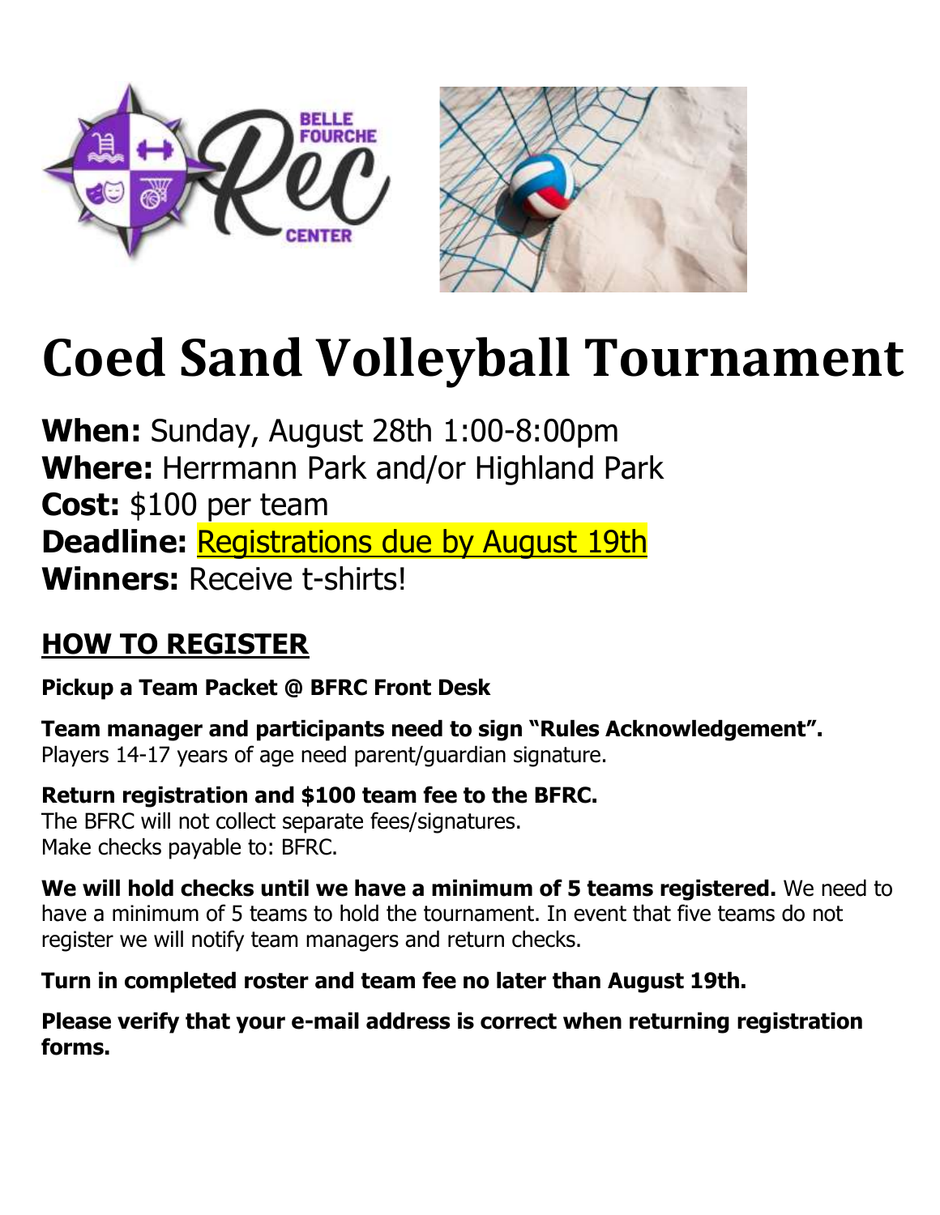# Coed Sand Volleyball Tournament

**When:** Sunday, August 28th 1:00-8:00pm
**Where:** Herrmann Park and/or Highland Park
**Cost:** $100 per team
**Deadline:** Registrations due by August 19th
**Winners:** Receive t-shirts!

## HOW TO REGISTER

**Pickup a Team Packet @ BFRC Front Desk**

**Team manager and participants need to sign "Rules Acknowledgement".**
Players 14-17 years of age need parent/guardian signature.

**Return registration and $100 team fee to the BFRC.**
The BFRC will not collect separate fees/signatures.
Make checks payable to: BFRC.

**We will hold checks until we have a minimum of 5 teams registered.** We need to have a minimum of 5 teams to hold the tournament. In event that five teams do not register we will notify team managers and return checks.

**Turn in completed roster and team fee no later than August 19th.**

**Please verify that your e-mail address is correct when returning registration forms.**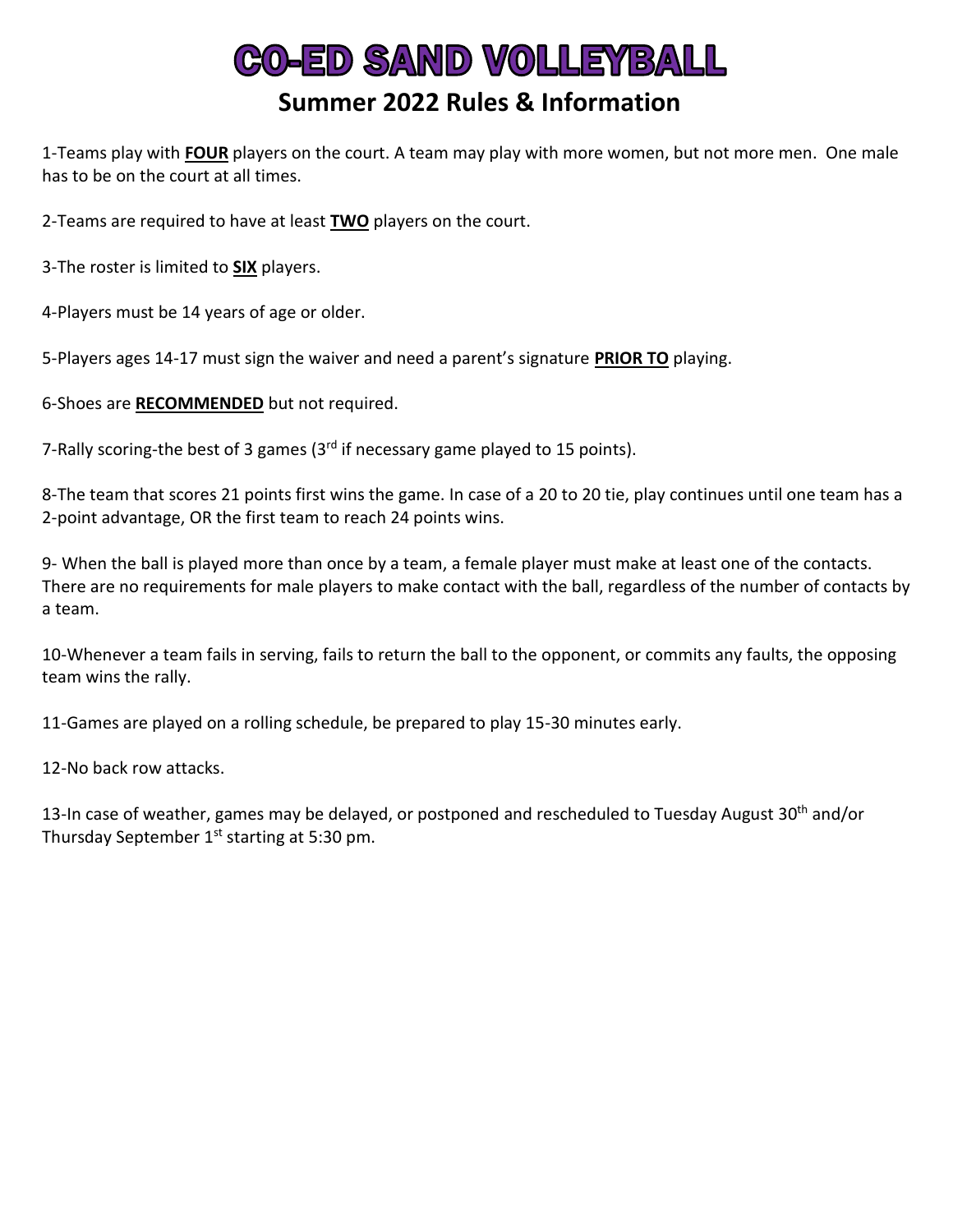# CO-ED SAND VOLLEYBALL

## Summer 2022 Rules & Information

1-Teams play with **FOUR** players on the court. A team may play with more women, but not more men. One male has to be on the court at all times.

2-Teams are required to have at least **TWO** players on the court.

3-The roster is limited to **SIX** players.

4-Players must be 14 years of age or older.

5-Players ages 14-17 must sign the waiver and need a parent's signature **PRIOR TO** playing.

6-Shoes are **RECOMMENDED** but not required.

7-Rally scoring-the best of 3 games (3rd if necessary game played to 15 points).

8-The team that scores 21 points first wins the game. In case of a 20 to 20 tie, play continues until one team has a 2-point advantage, OR the first team to reach 24 points wins.

9- When the ball is played more than once by a team, a female player must make at least one of the contacts. There are no requirements for male players to make contact with the ball, regardless of the number of contacts by a team.

10-Whenever a team fails in serving, fails to return the ball to the opponent, or commits any faults, the opposing team wins the rally.

11-Games are played on a rolling schedule, be prepared to play 15-30 minutes early.

12-No back row attacks.

13-In case of weather, games may be delayed, or postponed and rescheduled to Tuesday August 30th and/or Thursday September 1st starting at 5:30 pm.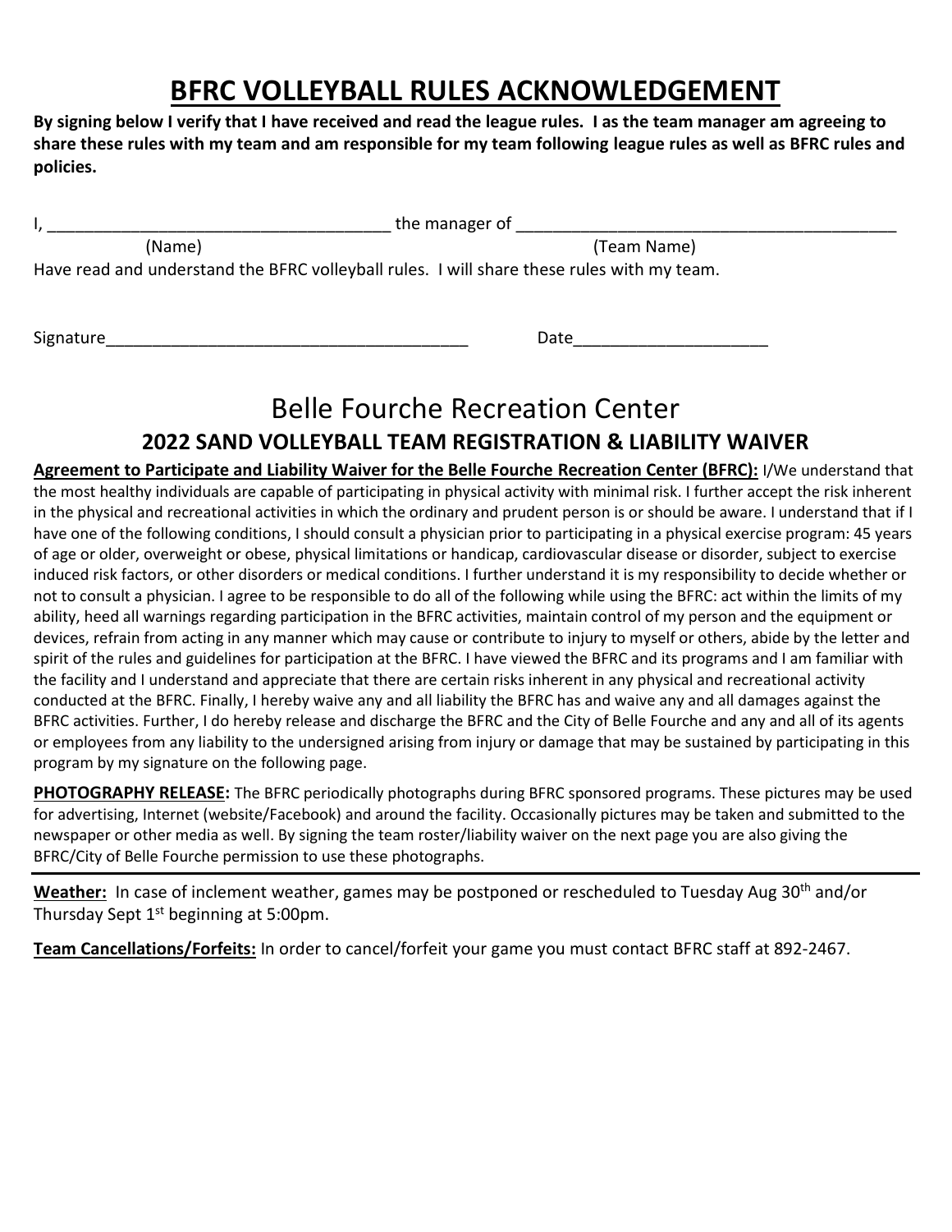# BFRC VOLLEYBALL RULES ACKNOWLEDGEMENT

**By signing below I verify that I have received and read the league rules. I as the team manager am agreeing to share these rules with my team and am responsible for my team following league rules as well as BFRC rules and policies.**

I, ______________________________________ the manager of __________________________________________

(Name) (Team Name)

Have read and understand the BFRC volleyball rules. I will share these rules with my team.

Signature________________________________________ Date_____________________

# Belle Fourche Recreation Center

## 2022 SAND VOLLEYBALL TEAM REGISTRATION & LIABILITY WAIVER

**Agreement to Participate and Liability Waiver for the Belle Fourche Recreation Center (BFRC):** I/We understand that the most healthy individuals are capable of participating in physical activity with minimal risk. I further accept the risk inherent in the physical and recreational activities in which the ordinary and prudent person is or should be aware. I understand that if I have one of the following conditions, I should consult a physician prior to participating in a physical exercise program: 45 years of age or older, overweight or obese, physical limitations or handicap, cardiovascular disease or disorder, subject to exercise induced risk factors, or other disorders or medical conditions. I further understand it is my responsibility to decide whether or not to consult a physician. I agree to be responsible to do all of the following while using the BFRC: act within the limits of my ability, heed all warnings regarding participation in the BFRC activities, maintain control of my person and the equipment or devices, refrain from acting in any manner which may cause or contribute to injury to myself or others, abide by the letter and spirit of the rules and guidelines for participation at the BFRC. I have viewed the BFRC and its programs and I am familiar with the facility and I understand and appreciate that there are certain risks inherent in any physical and recreational activity conducted at the BFRC. Finally, I hereby waive any and all liability the BFRC has and waive any and all damages against the BFRC activities. Further, I do hereby release and discharge the BFRC and the City of Belle Fourche and any and all of its agents or employees from any liability to the undersigned arising from injury or damage that may be sustained by participating in this program by my signature on the following page.

**PHOTOGRAPHY RELEASE:** The BFRC periodically photographs during BFRC sponsored programs. These pictures may be used for advertising, Internet (website/Facebook) and around the facility. Occasionally pictures may be taken and submitted to the newspaper or other media as well. By signing the team roster/liability waiver on the next page you are also giving the BFRC/City of Belle Fourche permission to use these photographs.

**Weather:** In case of inclement weather, games may be postponed or rescheduled to Tuesday Aug 30th and/or Thursday Sept 1st beginning at 5:00pm.

**Team Cancellations/Forfeits:** In order to cancel/forfeit your game you must contact BFRC staff at 892-2467.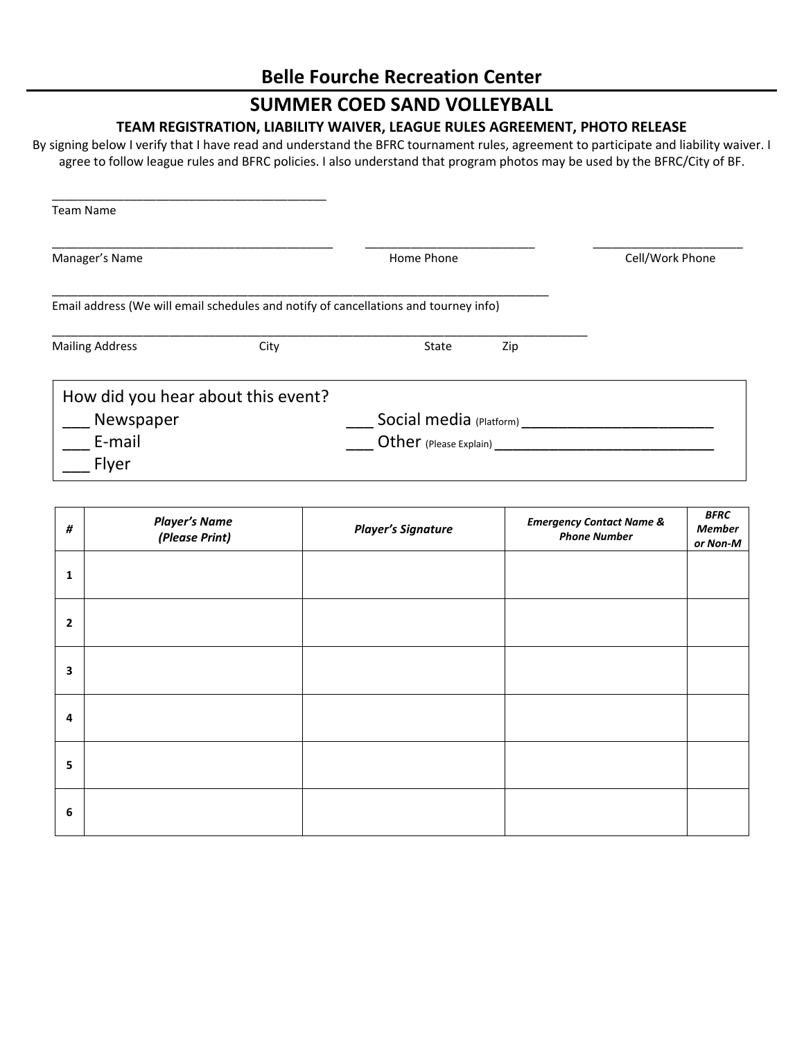## Belle Fourche Recreation Center

# SUMMER COED SAND VOLLEYBALL

### TEAM REGISTRATION, LIABILITY WAIVER, LEAGUE RULES AGREEMENT, PHOTO RELEASE

By signing below I verify that I have read and understand the BFRC tournament rules, agreement to participate and liability waiver. I agree to follow league rules and BFRC policies. I also understand that program photos may be used by the BFRC/City of BF.

\_\_\_\_\_\_\_\_\_\_\_\_\_\_\_\_\_\_\_\_\_\_\_\_\_\_\_\_\_\_\_\_\_\_\_\_\_\_\_\_
Team Name

\_\_\_\_\_\_\_\_\_\_\_\_\_\_\_\_\_\_\_\_\_\_\_\_\_\_\_\_\_\_\_\_\_\_\_\_\_\_\_\_\_\_ \_\_\_\_\_\_\_\_\_\_\_\_\_\_\_\_\_\_\_\_\_\_\_\_\_\_ \_\_\_\_\_\_\_\_\_\_\_\_\_\_\_\_\_\_\_\_\_\_\_
Manager's Name Home Phone Cell/Work Phone

\_\_\_\_\_\_\_\_\_\_\_\_\_\_\_\_\_\_\_\_\_\_\_\_\_\_\_\_\_\_\_\_\_\_\_\_\_\_\_\_\_\_\_\_\_\_\_\_\_\_\_\_\_\_\_\_\_\_\_\_\_\_\_\_\_\_\_\_\_\_\_\_
Email address (We will email schedules and notify of cancellations and tourney info)

\_\_\_\_\_\_\_\_\_\_\_\_\_\_\_\_\_\_\_\_\_\_\_\_\_\_\_\_\_\_\_\_\_\_\_\_\_\_\_\_\_\_\_\_\_\_\_\_\_\_\_\_\_\_\_\_\_\_\_\_\_\_\_\_\_\_\_\_\_\_\_\_\_\_\_\_\_\_
Mailing Address City State Zip

How did you hear about this event?

___ Newspaper
___ E-mail
___ Flyer
___ Social media (Platform) \_\_\_\_\_\_\_\_\_\_\_\_\_\_\_\_\_\_\_\_\_\_\_\_
___ Other (Please Explain) \_\_\_\_\_\_\_\_\_\_\_\_\_\_\_\_\_\_\_\_\_\_\_\_\_\_\_

| # | ***Player's Name (Please Print)*** | ***Player's Signature*** | ***Emergency Contact Name & Phone Number*** | ***BFRC Member or Non-M*** |
|---|---|---|---|---|
| 1 | | | | |
| 2 | | | | |
| 3 | | | | |
| 4 | | | | |
| 5 | | | | |
| 6 | | | | |